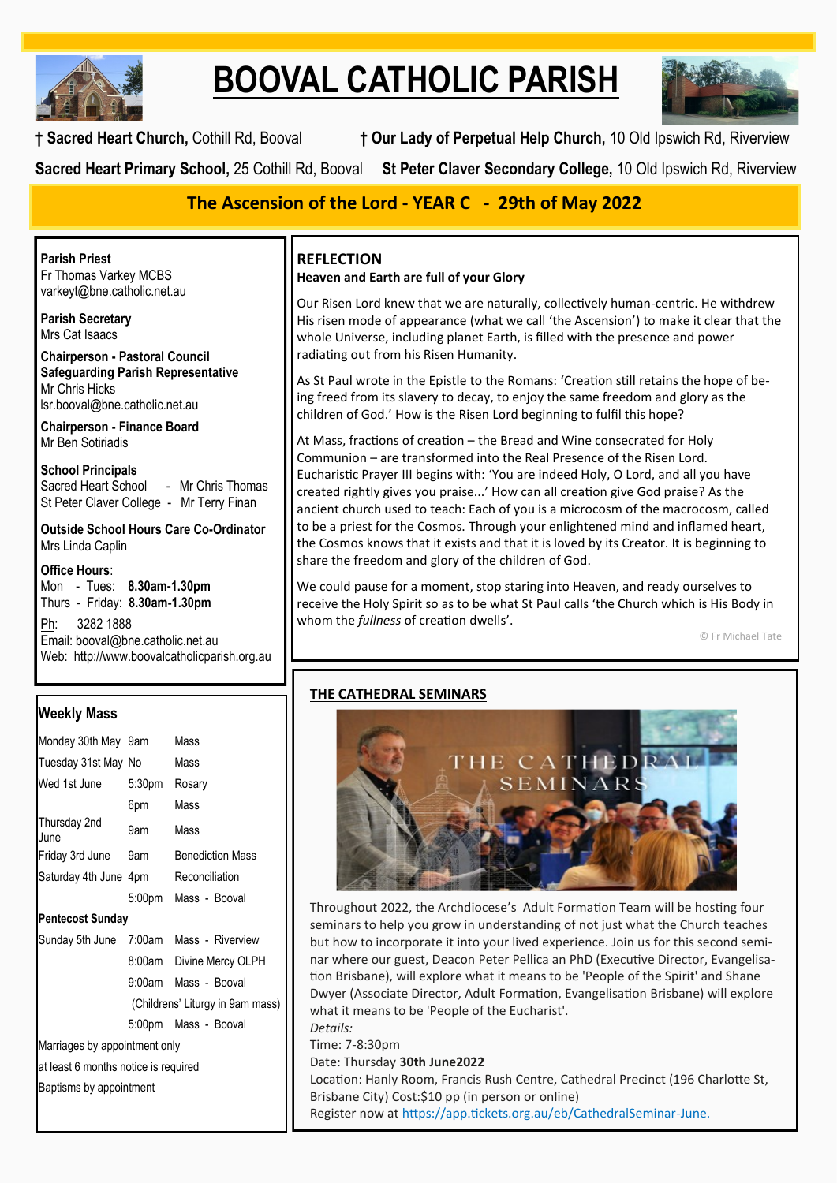# BOOVAL CATHOLIC PARISH

**† Sacred Heart Church,** Cothill Rd, Booval **† Our Lady of Perpetual Help Church,** 10 Old Ipswich Rd, Riverview

**Sacred Heart Primary School,** 25 Cothill Rd, Booval **St Peter Claver Secondary College,** 10 Old Ipswich Rd, Riverview

## The Ascension of the Lord - YEAR C - 29th of May 2022

**Parish Priest**
Fr Thomas Varkey MCBS
varkeyt@bne.catholic.net.au

**Parish Secretary**
Mrs Cat Isaacs

**Chairperson - Pastoral Council**
**Safeguarding Parish Representative**
Mr Chris Hicks
lsr.booval@bne.catholic.net.au

**Chairperson - Finance Board**
Mr Ben Sotiriadis

**School Principals**
Sacred Heart School - Mr Chris Thomas
St Peter Claver College - Mr Terry Finan

**Outside School Hours Care Co-Ordinator**
Mrs Linda Caplin

**Office Hours**:
Mon - Tues: **8.30am-1.30pm**
Thurs - Friday: **8.30am-1.30pm**

Ph: 3282 1888
Email: booval@bne.catholic.net.au
Web: http://www.boovalcatholicparish.org.au

### Weekly Mass

| | | |
|---|---|---|
| Monday 30th May | 9am | Mass |
| Tuesday 31st May | No | Mass |
| Wed 1st June | 5:30pm | Rosary |
| | 6pm | Mass |
| Thursday 2nd June | 9am | Mass |
| Friday 3rd June | 9am | Benediction Mass |
| Saturday 4th June | 4pm | Reconciliation |
| | 5:00pm | Mass - Booval |
| **Pentecost Sunday** | | |
| Sunday 5th June | 7:00am | Mass - Riverview |
| | 8:00am | Divine Mercy OLPH |
| | 9:00am | Mass - Booval |
| | | (Childrens' Liturgy in 9am mass) |
| | 5:00pm | Mass - Booval |

Marriages by appointment only
at least 6 months notice is required
Baptisms by appointment

## REFLECTION

**Heaven and Earth are full of your Glory**

Our Risen Lord knew that we are naturally, collectively human-centric. He withdrew His risen mode of appearance (what we call 'the Ascension') to make it clear that the whole Universe, including planet Earth, is filled with the presence and power radiating out from his Risen Humanity.

As St Paul wrote in the Epistle to the Romans: 'Creation still retains the hope of being freed from its slavery to decay, to enjoy the same freedom and glory as the children of God.' How is the Risen Lord beginning to fulfil this hope?

At Mass, fractions of creation – the Bread and Wine consecrated for Holy Communion – are transformed into the Real Presence of the Risen Lord. Eucharistic Prayer III begins with: 'You are indeed Holy, O Lord, and all you have created rightly gives you praise...' How can all creation give God praise? As the ancient church used to teach: Each of you is a microcosm of the macrocosm, called to be a priest for the Cosmos. Through your enlightened mind and inflamed heart, the Cosmos knows that it exists and that it is loved by its Creator. It is beginning to share the freedom and glory of the children of God.

We could pause for a moment, stop staring into Heaven, and ready ourselves to receive the Holy Spirit so as to be what St Paul calls 'the Church which is His Body in whom the *fullness* of creation dwells'.

© Fr Michael Tate

## THE CATHEDRAL SEMINARS

Throughout 2022, the Archdiocese's Adult Formation Team will be hosting four seminars to help you grow in understanding of not just what the Church teaches but how to incorporate it into your lived experience. Join us for this second seminar where our guest, Deacon Peter Pellica an PhD (Executive Director, Evangelisation Brisbane), will explore what it means to be 'People of the Spirit' and Shane Dwyer (Associate Director, Adult Formation, Evangelisation Brisbane) will explore what it means to be 'People of the Eucharist'.

*Details:*
Time: 7-8:30pm
Date: Thursday **30th June2022**
Location: Hanly Room, Francis Rush Centre, Cathedral Precinct (196 Charlotte St, Brisbane City) Cost:$10 pp (in person or online)
Register now at https://app.tickets.org.au/eb/CathedralSeminar-June.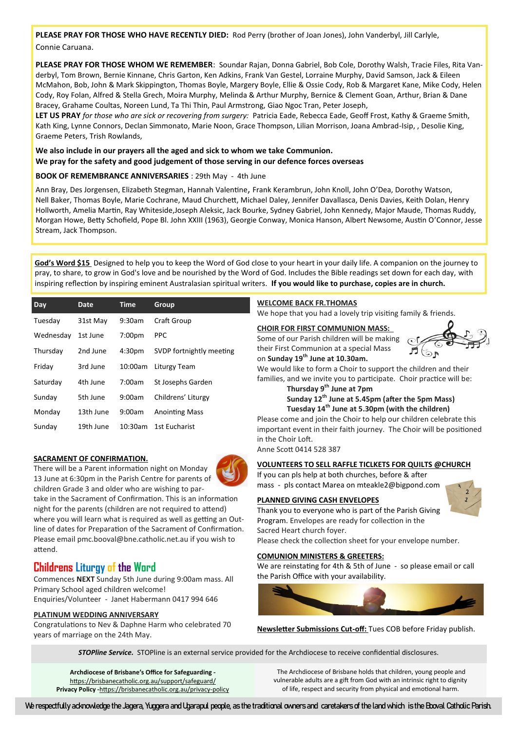**PLEASE PRAY FOR THOSE WHO HAVE RECENTLY DIED:** Rod Perry (brother of Joan Jones), John Vanderbyl, Jill Carlyle, Connie Caruana.

**PLEASE PRAY FOR THOSE WHOM WE REMEMBER**: Soundar Rajan, Donna Gabriel, Bob Cole, Dorothy Walsh, Tracie Files, Rita Vanderbyl, Tom Brown, Bernie Kinnane, Chris Garton, Ken Adkins, Frank Van Gestel, Lorraine Murphy, David Samson, Jack & Eileen McMahon, Bob, John & Mark Skippington, Thomas Boyle, Margery Boyle, Ellie & Ossie Cody, Rob & Margaret Kane, Mike Cody, Helen Cody, Roy Folan, Alfred & Stella Grech, Moira Murphy, Melinda & Arthur Murphy, Bernice & Clement Goan, Arthur, Brian & Dane Bracey, Grahame Coultas, Noreen Lund, Ta Thi Thin, Paul Armstrong, Giao Ngoc Tran, Peter Joseph,

**LET US PRAY** *for those who are sick or recovering from surgery:* Patricia Eade, Rebecca Eade, Geoff Frost, Kathy & Graeme Smith, Kath King, Lynne Connors, Declan Simmonato, Marie Noon, Grace Thompson, Lilian Morrison, Joana Ambrad-Isip, , Desolie King, Graeme Peters, Trish Rowlands,

**We also include in our prayers all the aged and sick to whom we take Communion.**
**We pray for the safety and good judgement of those serving in our defence forces overseas**

**BOOK OF REMEMBRANCE ANNIVERSARIES** : 29th May - 4th June

Ann Bray, Des Jorgensen, Elizabeth Stegman, Hannah Valentine, Frank Kerambrun, John Knoll, John O'Dea, Dorothy Watson, Nell Baker, Thomas Boyle, Marie Cochrane, Maud Churchett, Michael Daley, Jennifer Davallasca, Denis Davies, Keith Dolan, Henry Hollworth, Amelia Martin, Ray Whiteside,Joseph Aleksic, Jack Bourke, Sydney Gabriel, John Kennedy, Major Maude, Thomas Ruddy, Morgan Howe, Betty Schofield, Pope Bl. John XXIII (1963), Georgie Conway, Monica Hanson, Albert Newsome, Austin O'Connor, Jesse Stream, Jack Thompson.

**God's Word $15** Designed to help you to keep the Word of God close to your heart in your daily life. A companion on the journey to pray, to share, to grow in God's love and be nourished by the Word of God. Includes the Bible readings set down for each day, with inspiring reflection by inspiring eminent Australasian spiritual writers. **If you would like to purchase, copies are in church.**

| Day | Date | Time | Group |
|---|---|---|---|
| Tuesday | 31st May | 9:30am | Craft Group |
| Wednesday | 1st June | 7:00pm | PPC |
| Thursday | 2nd June | 4:30pm | SVDP fortnightly meeting |
| Friday | 3rd June | 10:00am | Liturgy Team |
| Saturday | 4th June | 7:00am | St Josephs Garden |
| Sunday | 5th June | 9:00am | Childrens' Liturgy |
| Monday | 13th June | 9:00am | Anointing Mass |
| Sunday | 19th June | 10:30am | 1st Eucharist |

**SACRAMENT OF CONFIRMATION.**

There will be a Parent information night on Monday 13 June at 6:30pm in the Parish Centre for parents of children Grade 3 and older who are wishing to partake in the Sacrament of Confirmation. This is an information night for the parents (children are not required to attend) where you will learn what is required as well as getting an Outline of dates for Preparation of the Sacrament of Confirmation. Please email pmc.booval@bne.catholic.net.au if you wish to attend.

## Childrens Liturgy of the Word

Commences **NEXT** Sunday 5th June during 9:00am mass. All Primary School aged children welcome!
Enquiries/Volunteer - Janet Habermann 0417 994 646

**PLATINUM WEDDING ANNIVERSARY**

Congratulations to Nev & Daphne Harm who celebrated 70 years of marriage on the 24th May.

**WELCOME BACK FR.THOMAS**

We hope that you had a lovely trip visiting family & friends.

**CHOIR FOR FIRST COMMUNION MASS:**

Some of our Parish children will be making their First Communion at a special Mass on **Sunday 19th June at 10.30am.**

We would like to form a Choir to support the children and their families, and we invite you to participate. Choir practice will be:

**Thursday 9th June at 7pm**
**Sunday 12th June at 5.45pm (after the 5pm Mass)**
**Tuesday 14th June at 5.30pm (with the children)**

Please come and join the Choir to help our children celebrate this important event in their faith journey. The Choir will be positioned in the Choir Loft.
Anne Scott 0414 528 387

**VOLUNTEERS TO SELL RAFFLE TICLKETS FOR QUILTS @CHURCH**

If you can pls help at both churches, before & after mass - pls contact Marea on mteakle2@bigpond.com

**PLANNED GIVING CASH ENVELOPES**

Thank you to everyone who is part of the Parish Giving Program. Envelopes are ready for collection in the Sacred Heart church foyer.
Please check the collection sheet for your envelope number.

**COMUNION MINISTERS & GREETERS:**

We are reinstating for 4th & 5th of June - so please email or call the Parish Office with your availability.

**Newsletter Submissions Cut-off:** Tues COB before Friday publish.

***STOPline Service.*** STOPline is an external service provided for the Archdiocese to receive confidential disclosures.

**Archdiocese of Brisbane's Office for Safeguarding -**
https://brisbanecatholic.org.au/support/safeguard/
**Privacy Policy -**https://brisbanecatholic.org.au/privacy-policy

The Archdiocese of Brisbane holds that children, young people and vulnerable adults are a gift from God with an intrinsic right to dignity of life, respect and security from physical and emotional harm.

We respectfully acknowledge the Jagera, Yuggera and Ugarapul people, as the traditional owners and caretakers of the land which is the Booval Catholic Parish.